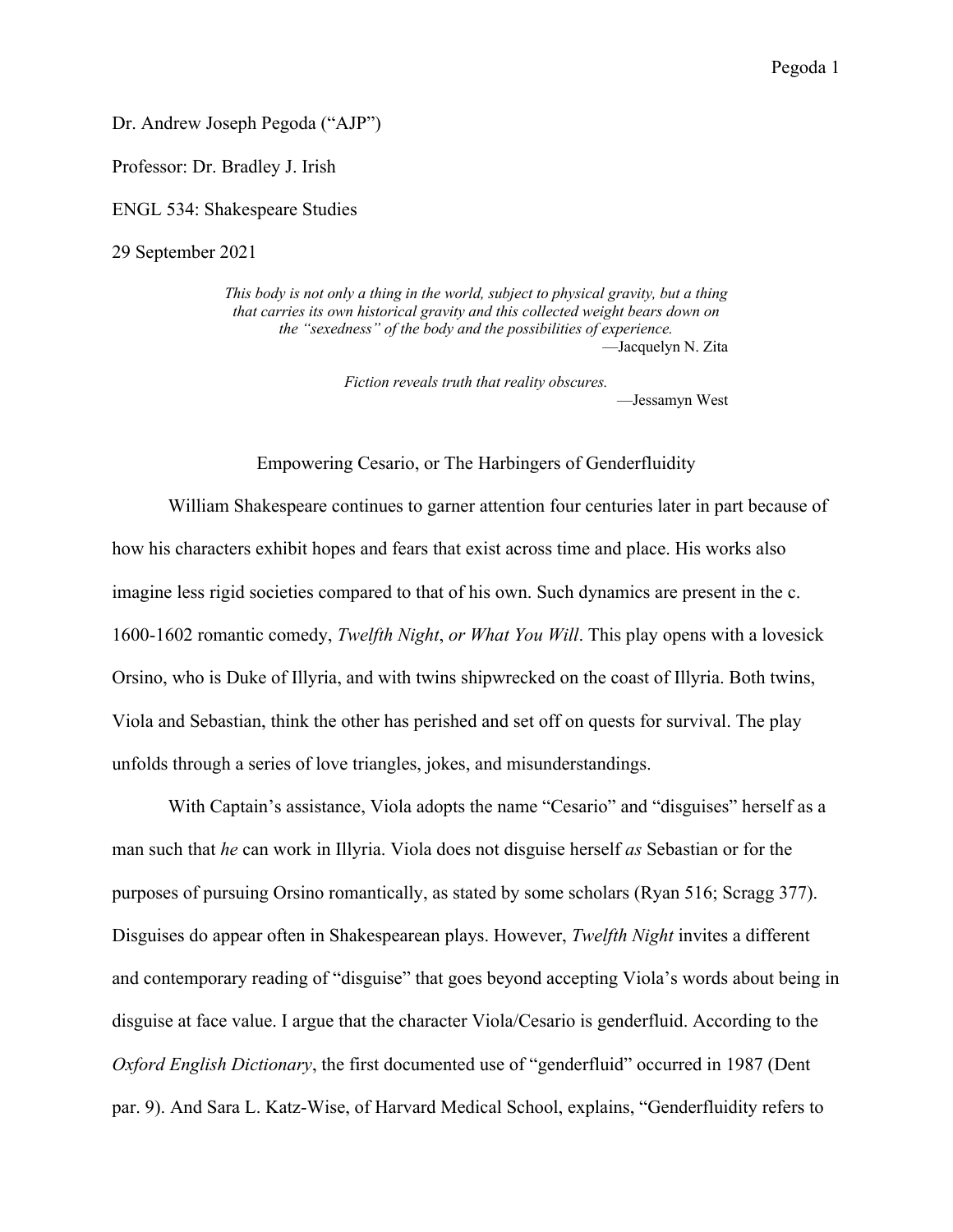Dr. Andrew Joseph Pegoda ("AJP")

Professor: Dr. Bradley J. Irish

ENGL 534: Shakespeare Studies

29 September 2021

> *This body is not only a thing in the world, subject to physical gravity, but a thing that carries its own historical gravity and this collected weight bears down on the "sexedness" of the body and the possibilities of experience.*
>
> —Jacquelyn N. Zita

> *Fiction reveals truth that reality obscures.*
>
> —Jessamyn West

# Empowering Cesario, or The Harbingers of Genderfluidity

William Shakespeare continues to garner attention four centuries later in part because of how his characters exhibit hopes and fears that exist across time and place. His works also imagine less rigid societies compared to that of his own. Such dynamics are present in the c. 1600-1602 romantic comedy, *Twelfth Night*, *or What You Will*. This play opens with a lovesick Orsino, who is Duke of Illyria, and with twins shipwrecked on the coast of Illyria. Both twins, Viola and Sebastian, think the other has perished and set off on quests for survival. The play unfolds through a series of love triangles, jokes, and misunderstandings.

With Captain's assistance, Viola adopts the name "Cesario" and "disguises" herself as a man such that *he* can work in Illyria. Viola does not disguise herself *as* Sebastian or for the purposes of pursuing Orsino romantically, as stated by some scholars (Ryan 516; Scragg 377). Disguises do appear often in Shakespearean plays. However, *Twelfth Night* invites a different and contemporary reading of "disguise" that goes beyond accepting Viola's words about being in disguise at face value. I argue that the character Viola/Cesario is genderfluid. According to the *Oxford English Dictionary*, the first documented use of "genderfluid" occurred in 1987 (Dent par. 9). And Sara L. Katz-Wise, of Harvard Medical School, explains, "Genderfluidity refers to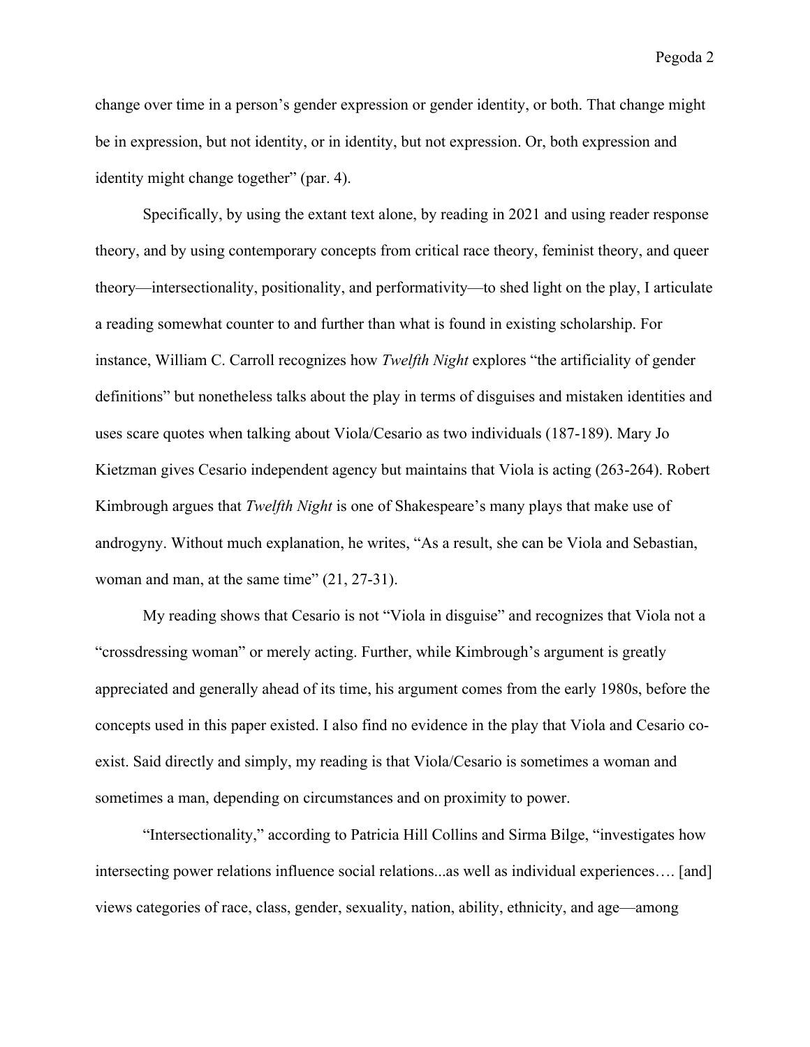change over time in a person's gender expression or gender identity, or both. That change might be in expression, but not identity, or in identity, but not expression. Or, both expression and identity might change together" (par. 4).

Specifically, by using the extant text alone, by reading in 2021 and using reader response theory, and by using contemporary concepts from critical race theory, feminist theory, and queer theory—intersectionality, positionality, and performativity—to shed light on the play, I articulate a reading somewhat counter to and further than what is found in existing scholarship. For instance, William C. Carroll recognizes how *Twelfth Night* explores "the artificiality of gender definitions" but nonetheless talks about the play in terms of disguises and mistaken identities and uses scare quotes when talking about Viola/Cesario as two individuals (187-189). Mary Jo Kietzman gives Cesario independent agency but maintains that Viola is acting (263-264). Robert Kimbrough argues that *Twelfth Night* is one of Shakespeare's many plays that make use of androgyny. Without much explanation, he writes, "As a result, she can be Viola and Sebastian, woman and man, at the same time" (21, 27-31).

My reading shows that Cesario is not "Viola in disguise" and recognizes that Viola not a "crossdressing woman" or merely acting. Further, while Kimbrough's argument is greatly appreciated and generally ahead of its time, his argument comes from the early 1980s, before the concepts used in this paper existed. I also find no evidence in the play that Viola and Cesario co-exist. Said directly and simply, my reading is that Viola/Cesario is sometimes a woman and sometimes a man, depending on circumstances and on proximity to power.

"Intersectionality," according to Patricia Hill Collins and Sirma Bilge, "investigates how intersecting power relations influence social relations...as well as individual experiences…. [and] views categories of race, class, gender, sexuality, nation, ability, ethnicity, and age—among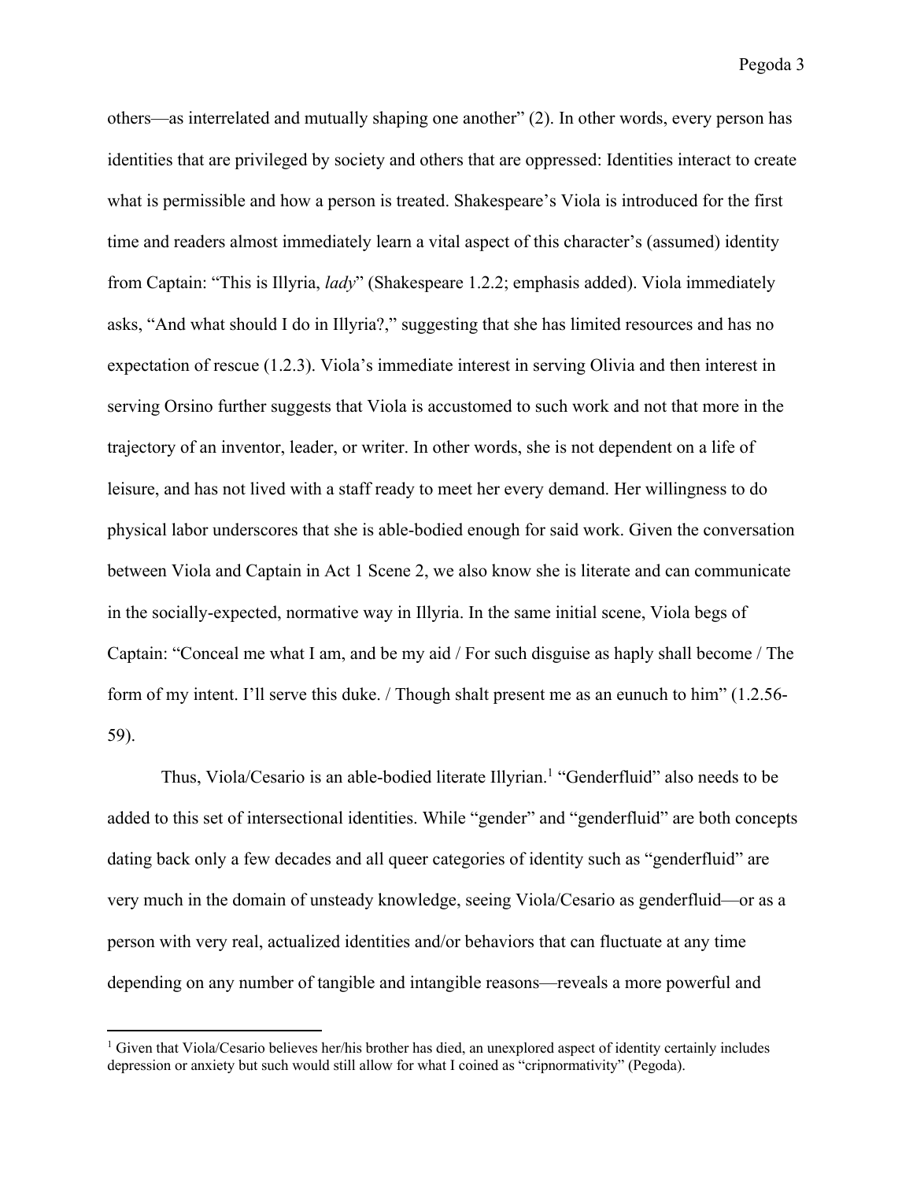others—as interrelated and mutually shaping one another" (2). In other words, every person has identities that are privileged by society and others that are oppressed: Identities interact to create what is permissible and how a person is treated. Shakespeare's Viola is introduced for the first time and readers almost immediately learn a vital aspect of this character's (assumed) identity from Captain: "This is Illyria, *lady*" (Shakespeare 1.2.2; emphasis added). Viola immediately asks, "And what should I do in Illyria?," suggesting that she has limited resources and has no expectation of rescue (1.2.3). Viola's immediate interest in serving Olivia and then interest in serving Orsino further suggests that Viola is accustomed to such work and not that more in the trajectory of an inventor, leader, or writer. In other words, she is not dependent on a life of leisure, and has not lived with a staff ready to meet her every demand. Her willingness to do physical labor underscores that she is able-bodied enough for said work. Given the conversation between Viola and Captain in Act 1 Scene 2, we also know she is literate and can communicate in the socially-expected, normative way in Illyria. In the same initial scene, Viola begs of Captain: "Conceal me what I am, and be my aid / For such disguise as haply shall become / The form of my intent. I'll serve this duke. / Though shalt present me as an eunuch to him" (1.2.56-59).

Thus, Viola/Cesario is an able-bodied literate Illyrian.[1] "Genderfluid" also needs to be added to this set of intersectional identities. While "gender" and "genderfluid" are both concepts dating back only a few decades and all queer categories of identity such as "genderfluid" are very much in the domain of unsteady knowledge, seeing Viola/Cesario as genderfluid—or as a person with very real, actualized identities and/or behaviors that can fluctuate at any time depending on any number of tangible and intangible reasons—reveals a more powerful and

[1] Given that Viola/Cesario believes her/his brother has died, an unexplored aspect of identity certainly includes depression or anxiety but such would still allow for what I coined as "cripnormativity" (Pegoda).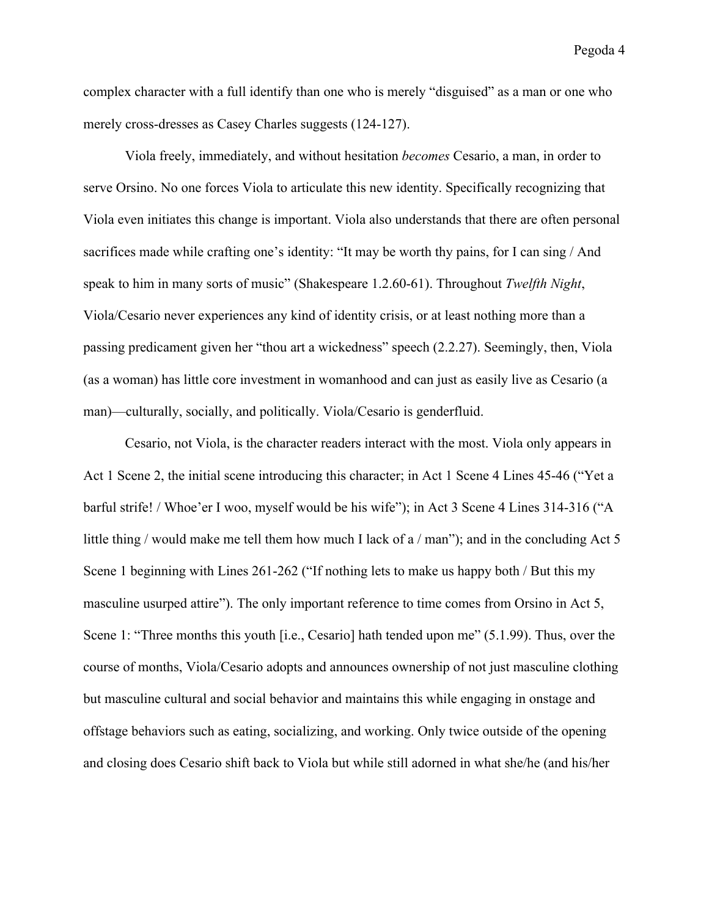complex character with a full identify than one who is merely "disguised" as a man or one who merely cross-dresses as Casey Charles suggests (124-127).

Viola freely, immediately, and without hesitation *becomes* Cesario, a man, in order to serve Orsino. No one forces Viola to articulate this new identity. Specifically recognizing that Viola even initiates this change is important. Viola also understands that there are often personal sacrifices made while crafting one's identity: "It may be worth thy pains, for I can sing / And speak to him in many sorts of music" (Shakespeare 1.2.60-61). Throughout *Twelfth Night*, Viola/Cesario never experiences any kind of identity crisis, or at least nothing more than a passing predicament given her "thou art a wickedness" speech (2.2.27). Seemingly, then, Viola (as a woman) has little core investment in womanhood and can just as easily live as Cesario (a man)—culturally, socially, and politically. Viola/Cesario is genderfluid.

Cesario, not Viola, is the character readers interact with the most. Viola only appears in Act 1 Scene 2, the initial scene introducing this character; in Act 1 Scene 4 Lines 45-46 ("Yet a barful strife! / Whoe'er I woo, myself would be his wife"); in Act 3 Scene 4 Lines 314-316 ("A little thing / would make me tell them how much I lack of a / man"); and in the concluding Act 5 Scene 1 beginning with Lines 261-262 ("If nothing lets to make us happy both / But this my masculine usurped attire"). The only important reference to time comes from Orsino in Act 5, Scene 1: "Three months this youth [i.e., Cesario] hath tended upon me" (5.1.99). Thus, over the course of months, Viola/Cesario adopts and announces ownership of not just masculine clothing but masculine cultural and social behavior and maintains this while engaging in onstage and offstage behaviors such as eating, socializing, and working. Only twice outside of the opening and closing does Cesario shift back to Viola but while still adorned in what she/he (and his/her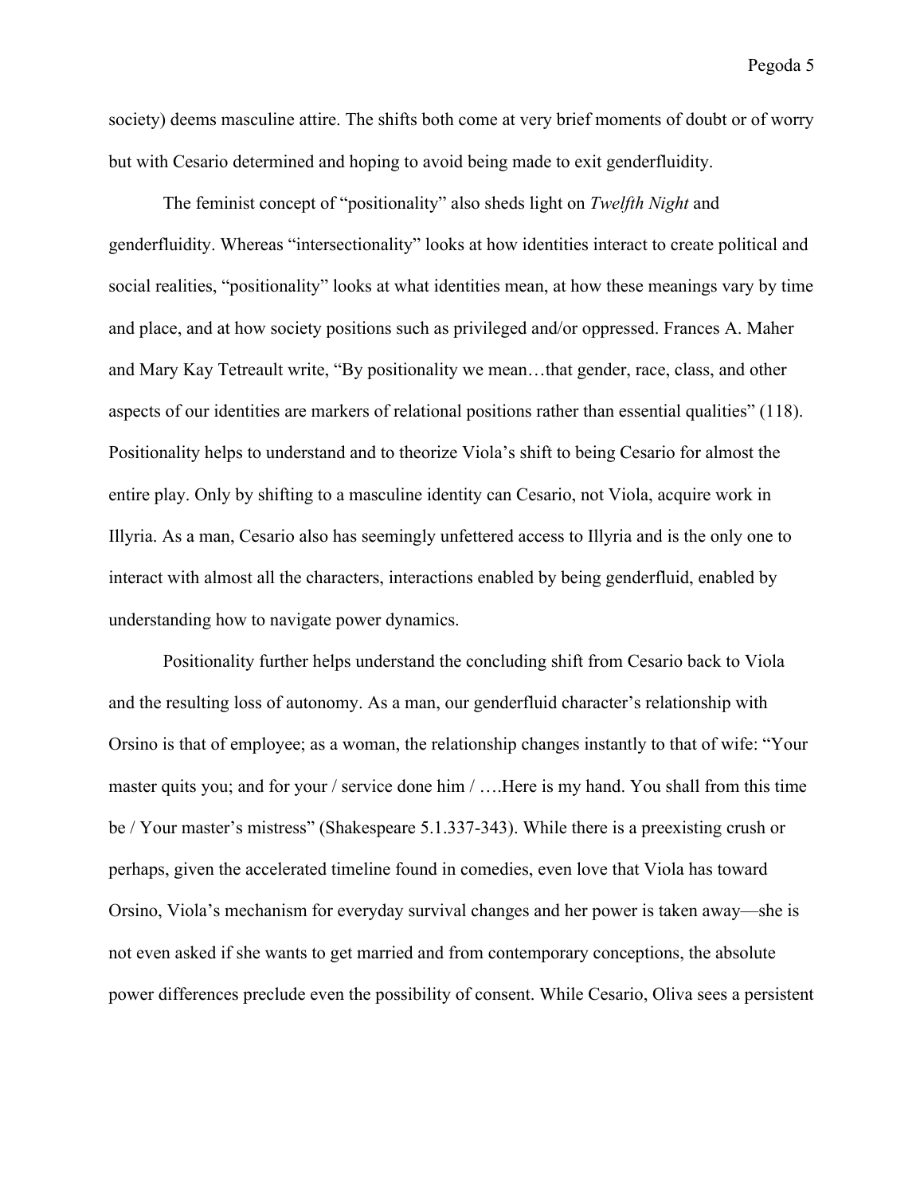society) deems masculine attire. The shifts both come at very brief moments of doubt or of worry but with Cesario determined and hoping to avoid being made to exit genderfluidity.

The feminist concept of "positionality" also sheds light on *Twelfth Night* and genderfluidity. Whereas "intersectionality" looks at how identities interact to create political and social realities, "positionality" looks at what identities mean, at how these meanings vary by time and place, and at how society positions such as privileged and/or oppressed. Frances A. Maher and Mary Kay Tetreault write, "By positionality we mean…that gender, race, class, and other aspects of our identities are markers of relational positions rather than essential qualities" (118). Positionality helps to understand and to theorize Viola's shift to being Cesario for almost the entire play. Only by shifting to a masculine identity can Cesario, not Viola, acquire work in Illyria. As a man, Cesario also has seemingly unfettered access to Illyria and is the only one to interact with almost all the characters, interactions enabled by being genderfluid, enabled by understanding how to navigate power dynamics.

Positionality further helps understand the concluding shift from Cesario back to Viola and the resulting loss of autonomy. As a man, our genderfluid character's relationship with Orsino is that of employee; as a woman, the relationship changes instantly to that of wife: "Your master quits you; and for your / service done him / ….Here is my hand. You shall from this time be / Your master's mistress" (Shakespeare 5.1.337-343). While there is a preexisting crush or perhaps, given the accelerated timeline found in comedies, even love that Viola has toward Orsino, Viola's mechanism for everyday survival changes and her power is taken away—she is not even asked if she wants to get married and from contemporary conceptions, the absolute power differences preclude even the possibility of consent. While Cesario, Oliva sees a persistent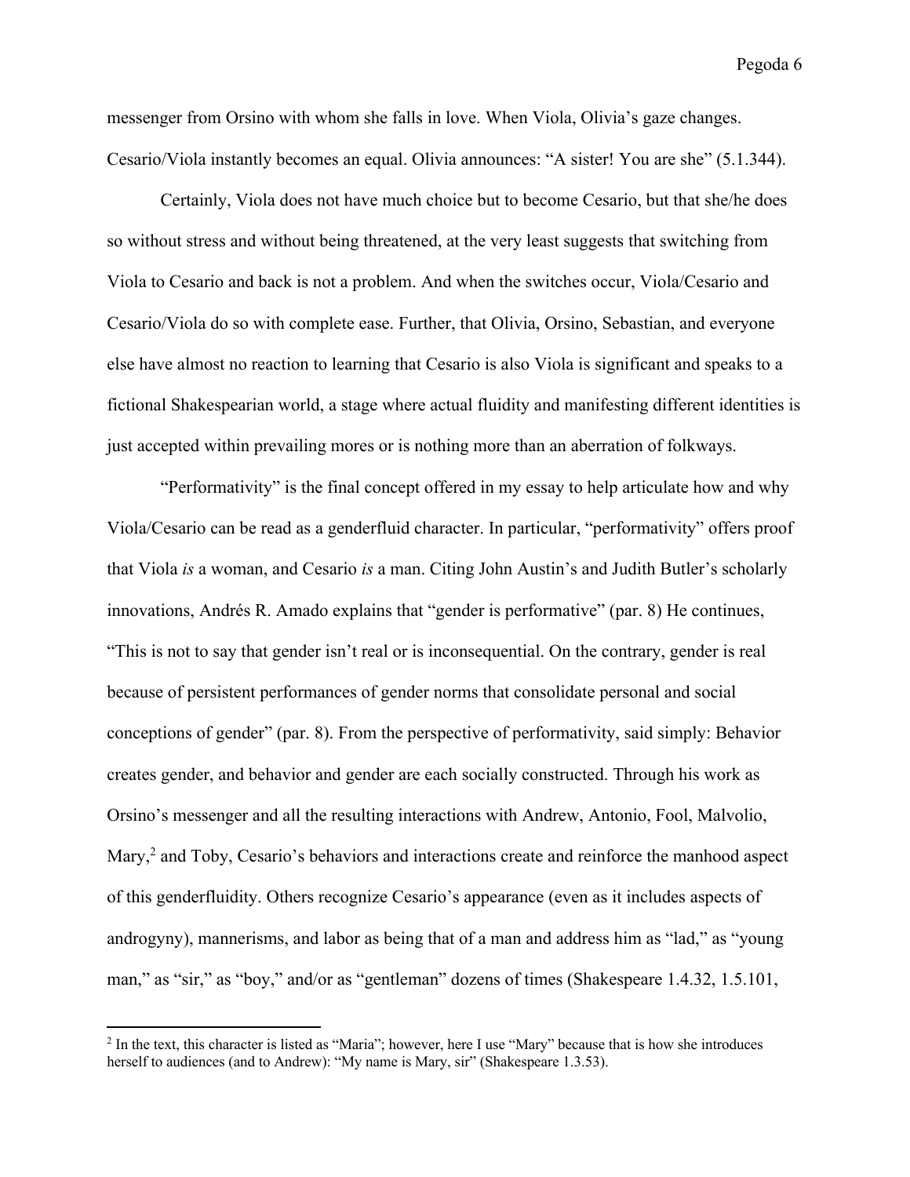messenger from Orsino with whom she falls in love. When Viola, Olivia's gaze changes. Cesario/Viola instantly becomes an equal. Olivia announces: "A sister! You are she" (5.1.344).

Certainly, Viola does not have much choice but to become Cesario, but that she/he does so without stress and without being threatened, at the very least suggests that switching from Viola to Cesario and back is not a problem. And when the switches occur, Viola/Cesario and Cesario/Viola do so with complete ease. Further, that Olivia, Orsino, Sebastian, and everyone else have almost no reaction to learning that Cesario is also Viola is significant and speaks to a fictional Shakespearian world, a stage where actual fluidity and manifesting different identities is just accepted within prevailing mores or is nothing more than an aberration of folkways.

"Performativity" is the final concept offered in my essay to help articulate how and why Viola/Cesario can be read as a genderfluid character. In particular, "performativity" offers proof that Viola *is* a woman, and Cesario *is* a man. Citing John Austin's and Judith Butler's scholarly innovations, Andrés R. Amado explains that "gender is performative" (par. 8) He continues, "This is not to say that gender isn't real or is inconsequential. On the contrary, gender is real because of persistent performances of gender norms that consolidate personal and social conceptions of gender" (par. 8). From the perspective of performativity, said simply: Behavior creates gender, and behavior and gender are each socially constructed. Through his work as Orsino's messenger and all the resulting interactions with Andrew, Antonio, Fool, Malvolio, Mary,[2] and Toby, Cesario's behaviors and interactions create and reinforce the manhood aspect of this genderfluidity. Others recognize Cesario's appearance (even as it includes aspects of androgyny), mannerisms, and labor as being that of a man and address him as "lad," as "young man," as "sir," as "boy," and/or as "gentleman" dozens of times (Shakespeare 1.4.32, 1.5.101,

[2] In the text, this character is listed as "Maria"; however, here I use "Mary" because that is how she introduces herself to audiences (and to Andrew): "My name is Mary, sir" (Shakespeare 1.3.53).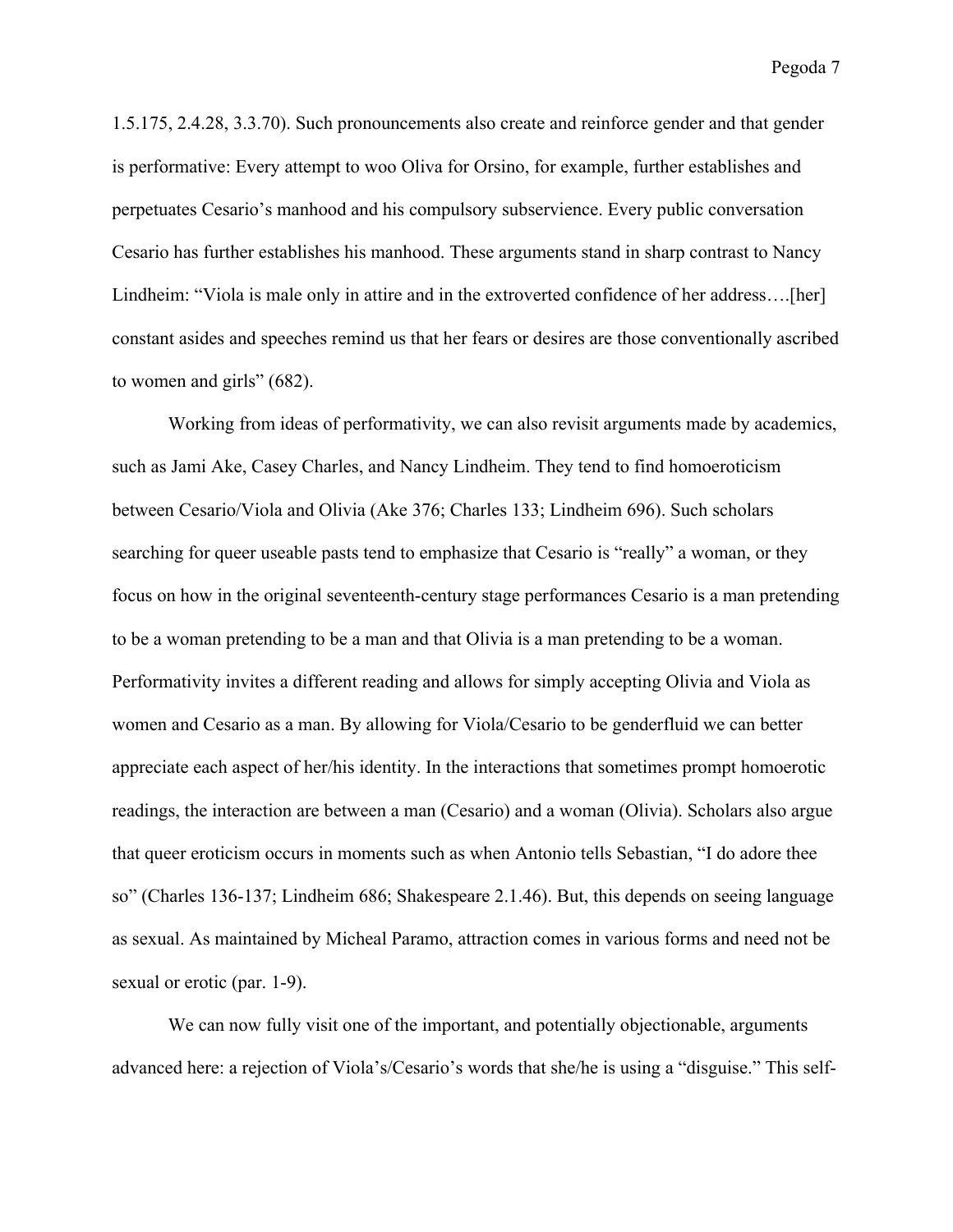1.5.175, 2.4.28, 3.3.70). Such pronouncements also create and reinforce gender and that gender is performative: Every attempt to woo Oliva for Orsino, for example, further establishes and perpetuates Cesario's manhood and his compulsory subservience. Every public conversation Cesario has further establishes his manhood. These arguments stand in sharp contrast to Nancy Lindheim: "Viola is male only in attire and in the extroverted confidence of her address….[her] constant asides and speeches remind us that her fears or desires are those conventionally ascribed to women and girls" (682).

Working from ideas of performativity, we can also revisit arguments made by academics, such as Jami Ake, Casey Charles, and Nancy Lindheim. They tend to find homoeroticism between Cesario/Viola and Olivia (Ake 376; Charles 133; Lindheim 696). Such scholars searching for queer useable pasts tend to emphasize that Cesario is "really" a woman, or they focus on how in the original seventeenth-century stage performances Cesario is a man pretending to be a woman pretending to be a man and that Olivia is a man pretending to be a woman. Performativity invites a different reading and allows for simply accepting Olivia and Viola as women and Cesario as a man. By allowing for Viola/Cesario to be genderfluid we can better appreciate each aspect of her/his identity. In the interactions that sometimes prompt homoerotic readings, the interaction are between a man (Cesario) and a woman (Olivia). Scholars also argue that queer eroticism occurs in moments such as when Antonio tells Sebastian, "I do adore thee so" (Charles 136-137; Lindheim 686; Shakespeare 2.1.46). But, this depends on seeing language as sexual. As maintained by Micheal Paramo, attraction comes in various forms and need not be sexual or erotic (par. 1-9).

We can now fully visit one of the important, and potentially objectionable, arguments advanced here: a rejection of Viola's/Cesario's words that she/he is using a "disguise." This self-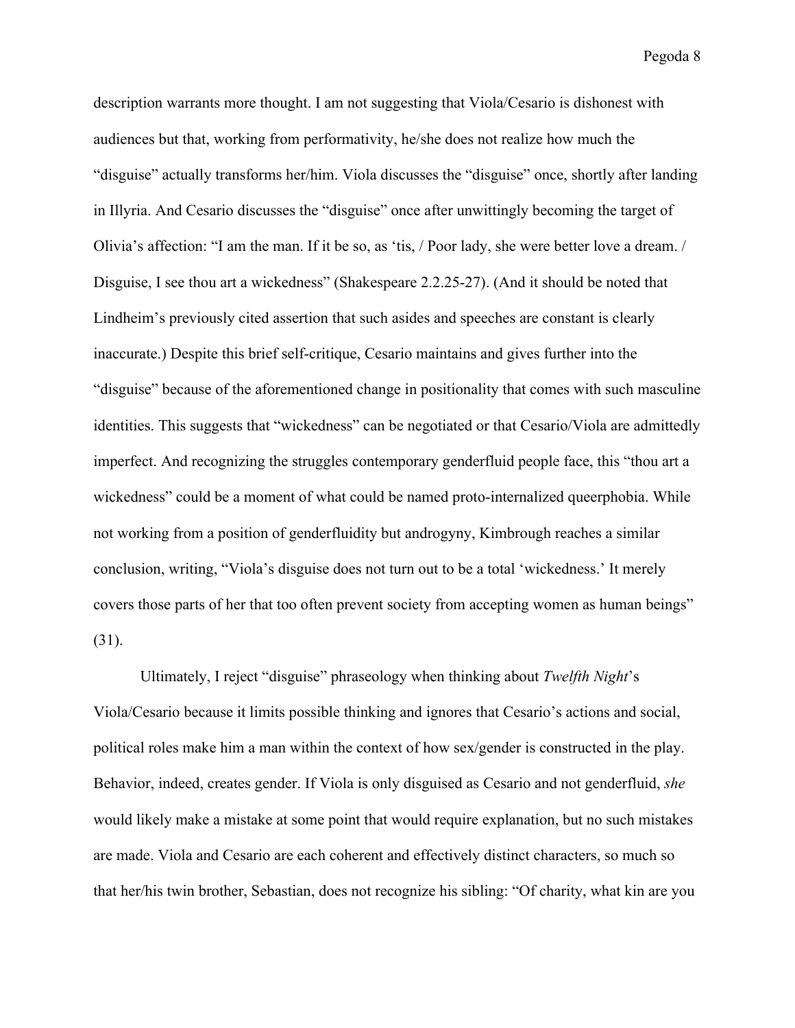description warrants more thought. I am not suggesting that Viola/Cesario is dishonest with audiences but that, working from performativity, he/she does not realize how much the "disguise" actually transforms her/him. Viola discusses the "disguise" once, shortly after landing in Illyria. And Cesario discusses the "disguise" once after unwittingly becoming the target of Olivia's affection: "I am the man. If it be so, as 'tis, / Poor lady, she were better love a dream. / Disguise, I see thou art a wickedness" (Shakespeare 2.2.25-27). (And it should be noted that Lindheim's previously cited assertion that such asides and speeches are constant is clearly inaccurate.) Despite this brief self-critique, Cesario maintains and gives further into the "disguise" because of the aforementioned change in positionality that comes with such masculine identities. This suggests that "wickedness" can be negotiated or that Cesario/Viola are admittedly imperfect. And recognizing the struggles contemporary genderfluid people face, this "thou art a wickedness" could be a moment of what could be named proto-internalized queerphobia. While not working from a position of genderfluidity but androgyny, Kimbrough reaches a similar conclusion, writing, "Viola's disguise does not turn out to be a total 'wickedness.' It merely covers those parts of her that too often prevent society from accepting women as human beings" (31).

Ultimately, I reject "disguise" phraseology when thinking about *Twelfth Night*'s Viola/Cesario because it limits possible thinking and ignores that Cesario's actions and social, political roles make him a man within the context of how sex/gender is constructed in the play. Behavior, indeed, creates gender. If Viola is only disguised as Cesario and not genderfluid, *she* would likely make a mistake at some point that would require explanation, but no such mistakes are made. Viola and Cesario are each coherent and effectively distinct characters, so much so that her/his twin brother, Sebastian, does not recognize his sibling: "Of charity, what kin are you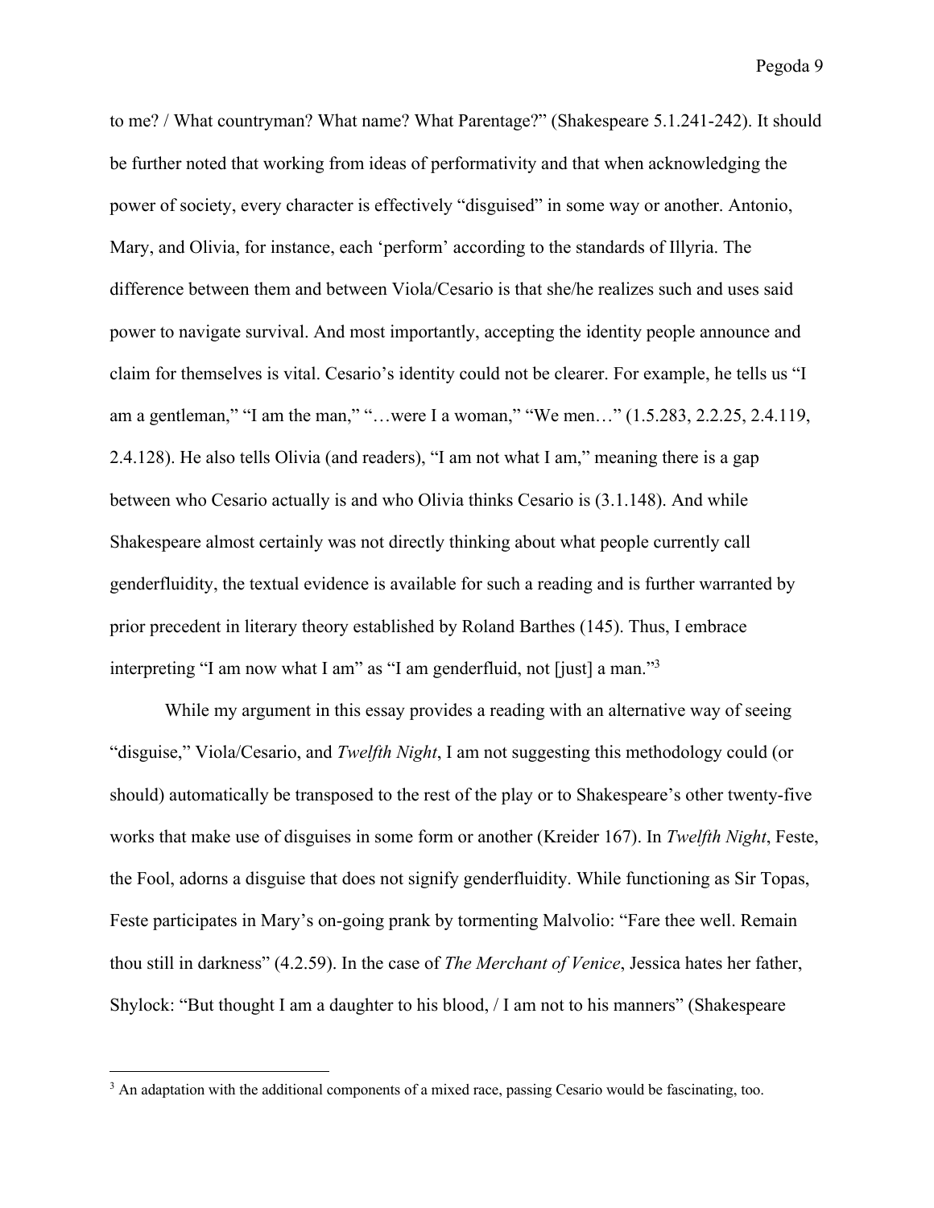to me? / What countryman? What name? What Parentage?" (Shakespeare 5.1.241-242). It should be further noted that working from ideas of performativity and that when acknowledging the power of society, every character is effectively "disguised" in some way or another. Antonio, Mary, and Olivia, for instance, each 'perform' according to the standards of Illyria. The difference between them and between Viola/Cesario is that she/he realizes such and uses said power to navigate survival. And most importantly, accepting the identity people announce and claim for themselves is vital. Cesario's identity could not be clearer. For example, he tells us "I am a gentleman," "I am the man," "…were I a woman," "We men…" (1.5.283, 2.2.25, 2.4.119, 2.4.128). He also tells Olivia (and readers), "I am not what I am," meaning there is a gap between who Cesario actually is and who Olivia thinks Cesario is (3.1.148). And while Shakespeare almost certainly was not directly thinking about what people currently call genderfluidity, the textual evidence is available for such a reading and is further warranted by prior precedent in literary theory established by Roland Barthes (145). Thus, I embrace interpreting "I am now what I am" as "I am genderfluid, not [just] a man."[3]

While my argument in this essay provides a reading with an alternative way of seeing "disguise," Viola/Cesario, and *Twelfth Night*, I am not suggesting this methodology could (or should) automatically be transposed to the rest of the play or to Shakespeare's other twenty-five works that make use of disguises in some form or another (Kreider 167). In *Twelfth Night*, Feste, the Fool, adorns a disguise that does not signify genderfluidity. While functioning as Sir Topas, Feste participates in Mary's on-going prank by tormenting Malvolio: "Fare thee well. Remain thou still in darkness" (4.2.59). In the case of *The Merchant of Venice*, Jessica hates her father, Shylock: "But thought I am a daughter to his blood, / I am not to his manners" (Shakespeare

[3] An adaptation with the additional components of a mixed race, passing Cesario would be fascinating, too.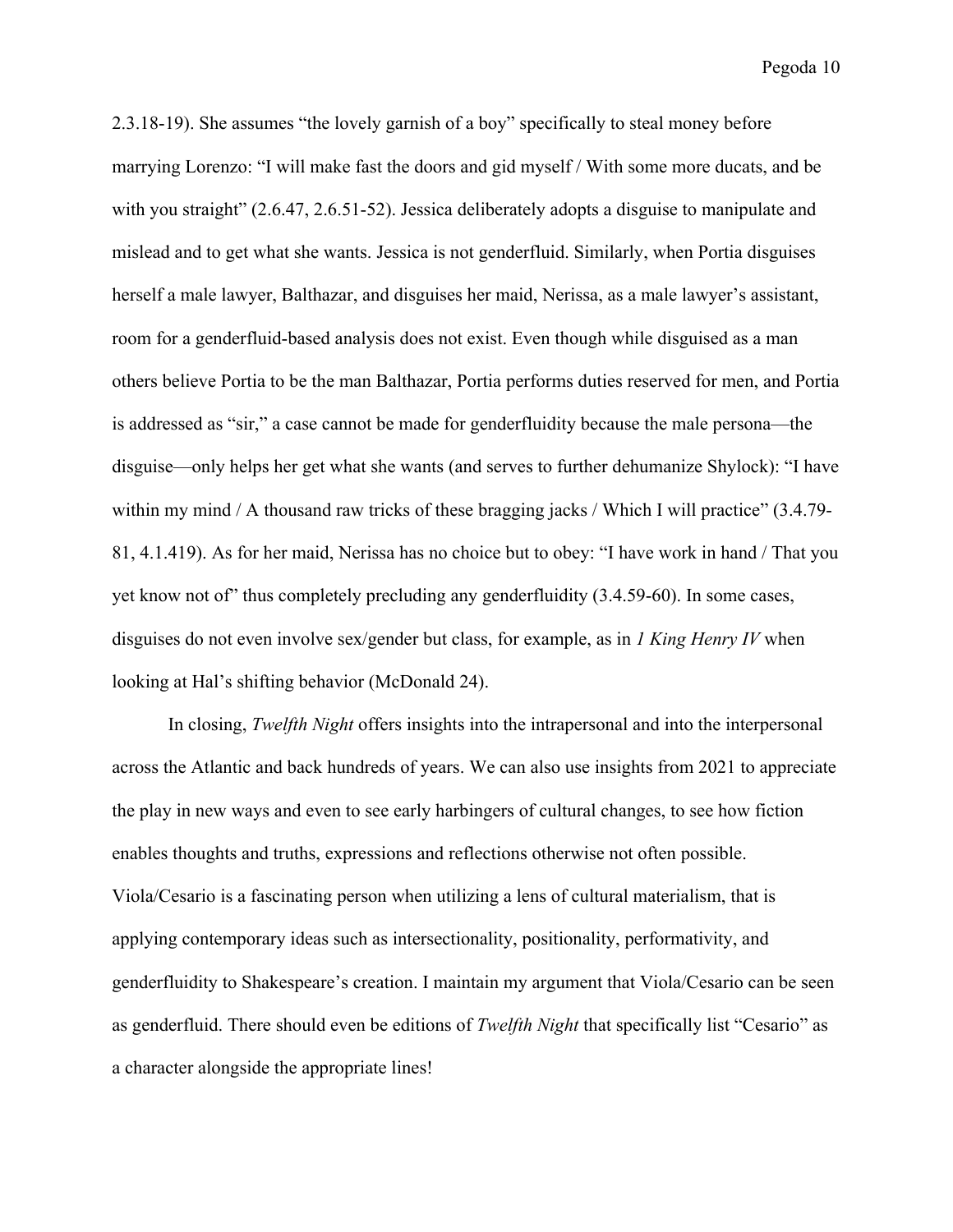2.3.18-19). She assumes "the lovely garnish of a boy" specifically to steal money before marrying Lorenzo: "I will make fast the doors and gid myself / With some more ducats, and be with you straight" (2.6.47, 2.6.51-52). Jessica deliberately adopts a disguise to manipulate and mislead and to get what she wants. Jessica is not genderfluid. Similarly, when Portia disguises herself a male lawyer, Balthazar, and disguises her maid, Nerissa, as a male lawyer's assistant, room for a genderfluid-based analysis does not exist. Even though while disguised as a man others believe Portia to be the man Balthazar, Portia performs duties reserved for men, and Portia is addressed as "sir," a case cannot be made for genderfluidity because the male persona—the disguise—only helps her get what she wants (and serves to further dehumanize Shylock): "I have within my mind / A thousand raw tricks of these bragging jacks / Which I will practice" (3.4.79-81, 4.1.419). As for her maid, Nerissa has no choice but to obey: "I have work in hand / That you yet know not of" thus completely precluding any genderfluidity (3.4.59-60). In some cases, disguises do not even involve sex/gender but class, for example, as in *1 King Henry IV* when looking at Hal's shifting behavior (McDonald 24).

In closing, *Twelfth Night* offers insights into the intrapersonal and into the interpersonal across the Atlantic and back hundreds of years. We can also use insights from 2021 to appreciate the play in new ways and even to see early harbingers of cultural changes, to see how fiction enables thoughts and truths, expressions and reflections otherwise not often possible. Viola/Cesario is a fascinating person when utilizing a lens of cultural materialism, that is applying contemporary ideas such as intersectionality, positionality, performativity, and genderfluidity to Shakespeare's creation. I maintain my argument that Viola/Cesario can be seen as genderfluid. There should even be editions of *Twelfth Night* that specifically list "Cesario" as a character alongside the appropriate lines!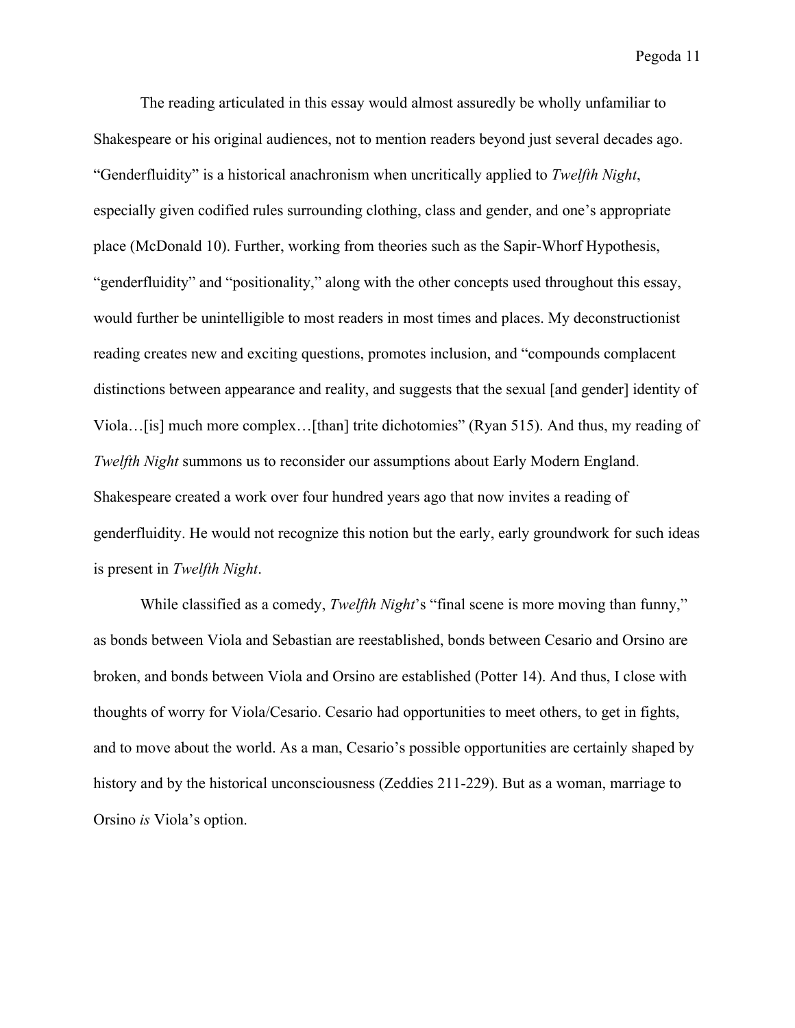The reading articulated in this essay would almost assuredly be wholly unfamiliar to Shakespeare or his original audiences, not to mention readers beyond just several decades ago. "Genderfluidity" is a historical anachronism when uncritically applied to *Twelfth Night*, especially given codified rules surrounding clothing, class and gender, and one's appropriate place (McDonald 10). Further, working from theories such as the Sapir-Whorf Hypothesis, "genderfluidity" and "positionality," along with the other concepts used throughout this essay, would further be unintelligible to most readers in most times and places. My deconstructionist reading creates new and exciting questions, promotes inclusion, and "compounds complacent distinctions between appearance and reality, and suggests that the sexual [and gender] identity of Viola…[is] much more complex…[than] trite dichotomies" (Ryan 515). And thus, my reading of *Twelfth Night* summons us to reconsider our assumptions about Early Modern England. Shakespeare created a work over four hundred years ago that now invites a reading of genderfluidity. He would not recognize this notion but the early, early groundwork for such ideas is present in *Twelfth Night*.

While classified as a comedy, *Twelfth Night*'s "final scene is more moving than funny," as bonds between Viola and Sebastian are reestablished, bonds between Cesario and Orsino are broken, and bonds between Viola and Orsino are established (Potter 14). And thus, I close with thoughts of worry for Viola/Cesario. Cesario had opportunities to meet others, to get in fights, and to move about the world. As a man, Cesario's possible opportunities are certainly shaped by history and by the historical unconsciousness (Zeddies 211-229). But as a woman, marriage to Orsino *is* Viola's option.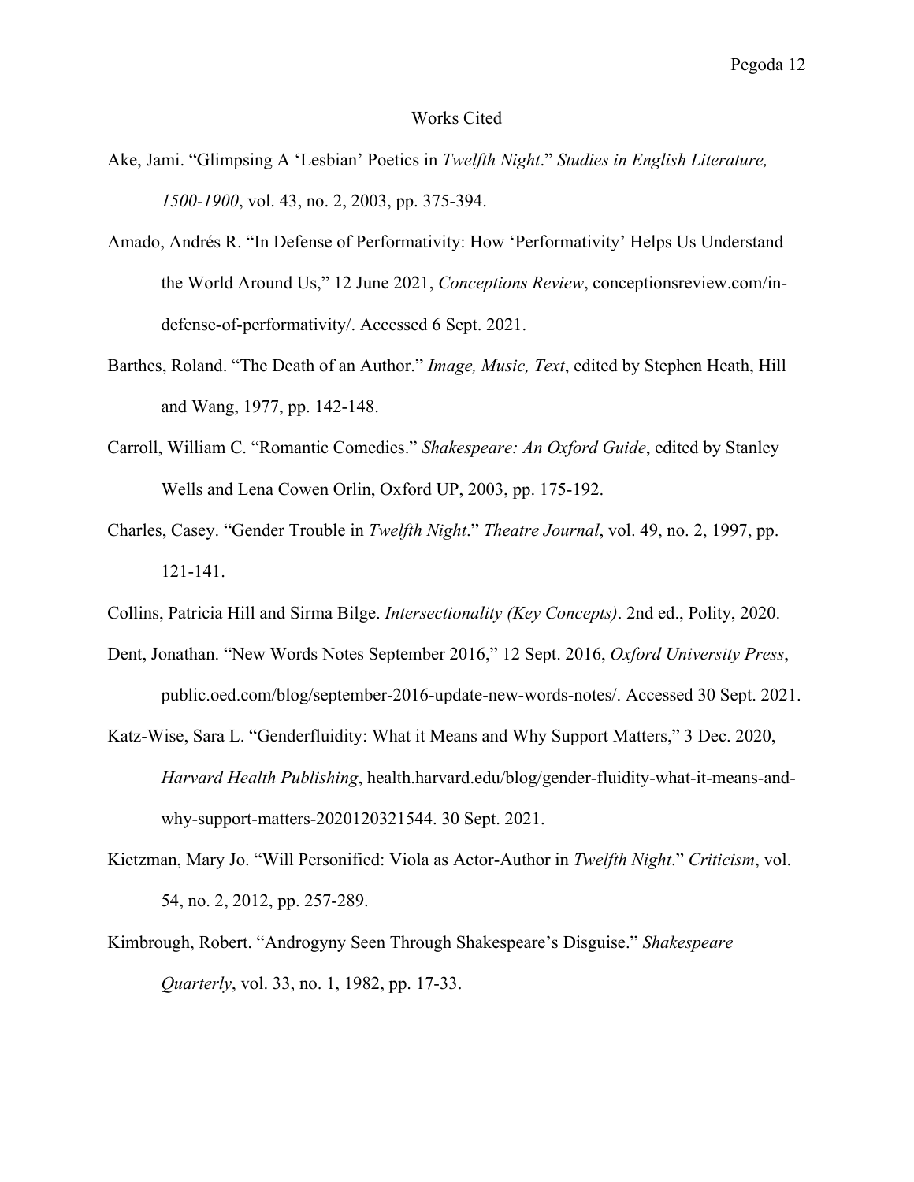# Works Cited

Ake, Jami. "Glimpsing A 'Lesbian' Poetics in *Twelfth Night*." *Studies in English Literature, 1500-1900*, vol. 43, no. 2, 2003, pp. 375-394.

Amado, Andrés R. "In Defense of Performativity: How 'Performativity' Helps Us Understand the World Around Us," 12 June 2021, *Conceptions Review*, conceptionsreview.com/in-defense-of-performativity/. Accessed 6 Sept. 2021.

Barthes, Roland. "The Death of an Author." *Image, Music, Text*, edited by Stephen Heath, Hill and Wang, 1977, pp. 142-148.

Carroll, William C. "Romantic Comedies." *Shakespeare: An Oxford Guide*, edited by Stanley Wells and Lena Cowen Orlin, Oxford UP, 2003, pp. 175-192.

Charles, Casey. "Gender Trouble in *Twelfth Night*." *Theatre Journal*, vol. 49, no. 2, 1997, pp. 121-141.

Collins, Patricia Hill and Sirma Bilge. *Intersectionality (Key Concepts)*. 2nd ed., Polity, 2020.

Dent, Jonathan. "New Words Notes September 2016," 12 Sept. 2016, *Oxford University Press*, public.oed.com/blog/september-2016-update-new-words-notes/. Accessed 30 Sept. 2021.

Katz-Wise, Sara L. "Genderfluidity: What it Means and Why Support Matters," 3 Dec. 2020, *Harvard Health Publishing*, health.harvard.edu/blog/gender-fluidity-what-it-means-and-why-support-matters-2020120321544. 30 Sept. 2021.

Kietzman, Mary Jo. "Will Personified: Viola as Actor-Author in *Twelfth Night*." *Criticism*, vol. 54, no. 2, 2012, pp. 257-289.

Kimbrough, Robert. "Androgyny Seen Through Shakespeare's Disguise." *Shakespeare Quarterly*, vol. 33, no. 1, 1982, pp. 17-33.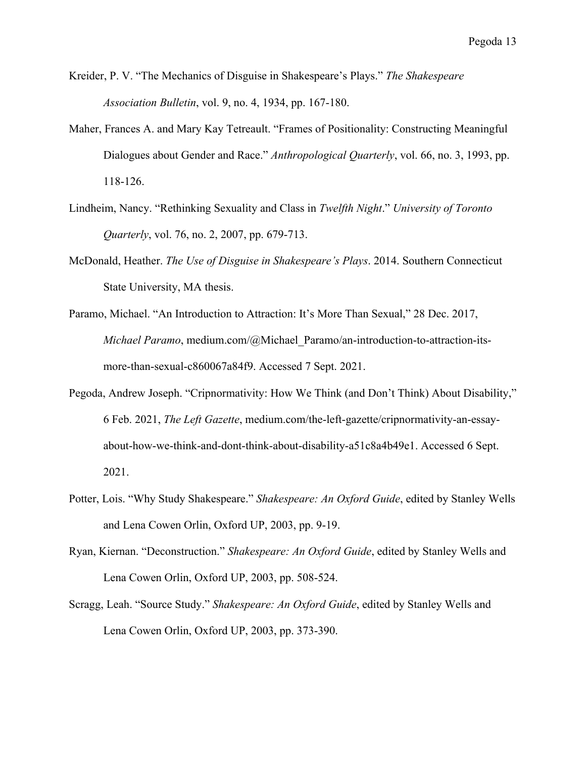Kreider, P. V. "The Mechanics of Disguise in Shakespeare's Plays." *The Shakespeare Association Bulletin*, vol. 9, no. 4, 1934, pp. 167-180.

Maher, Frances A. and Mary Kay Tetreault. "Frames of Positionality: Constructing Meaningful Dialogues about Gender and Race." *Anthropological Quarterly*, vol. 66, no. 3, 1993, pp. 118-126.

Lindheim, Nancy. "Rethinking Sexuality and Class in *Twelfth Night*." *University of Toronto Quarterly*, vol. 76, no. 2, 2007, pp. 679-713.

McDonald, Heather. *The Use of Disguise in Shakespeare's Plays*. 2014. Southern Connecticut State University, MA thesis.

Paramo, Michael. "An Introduction to Attraction: It's More Than Sexual," 28 Dec. 2017, *Michael Paramo*, medium.com/@Michael_Paramo/an-introduction-to-attraction-its-more-than-sexual-c860067a84f9. Accessed 7 Sept. 2021.

Pegoda, Andrew Joseph. "Cripnormativity: How We Think (and Don't Think) About Disability," 6 Feb. 2021, *The Left Gazette*, medium.com/the-left-gazette/cripnormativity-an-essay-about-how-we-think-and-dont-think-about-disability-a51c8a4b49e1. Accessed 6 Sept. 2021.

Potter, Lois. "Why Study Shakespeare." *Shakespeare: An Oxford Guide*, edited by Stanley Wells and Lena Cowen Orlin, Oxford UP, 2003, pp. 9-19.

Ryan, Kiernan. "Deconstruction." *Shakespeare: An Oxford Guide*, edited by Stanley Wells and Lena Cowen Orlin, Oxford UP, 2003, pp. 508-524.

Scragg, Leah. "Source Study." *Shakespeare: An Oxford Guide*, edited by Stanley Wells and Lena Cowen Orlin, Oxford UP, 2003, pp. 373-390.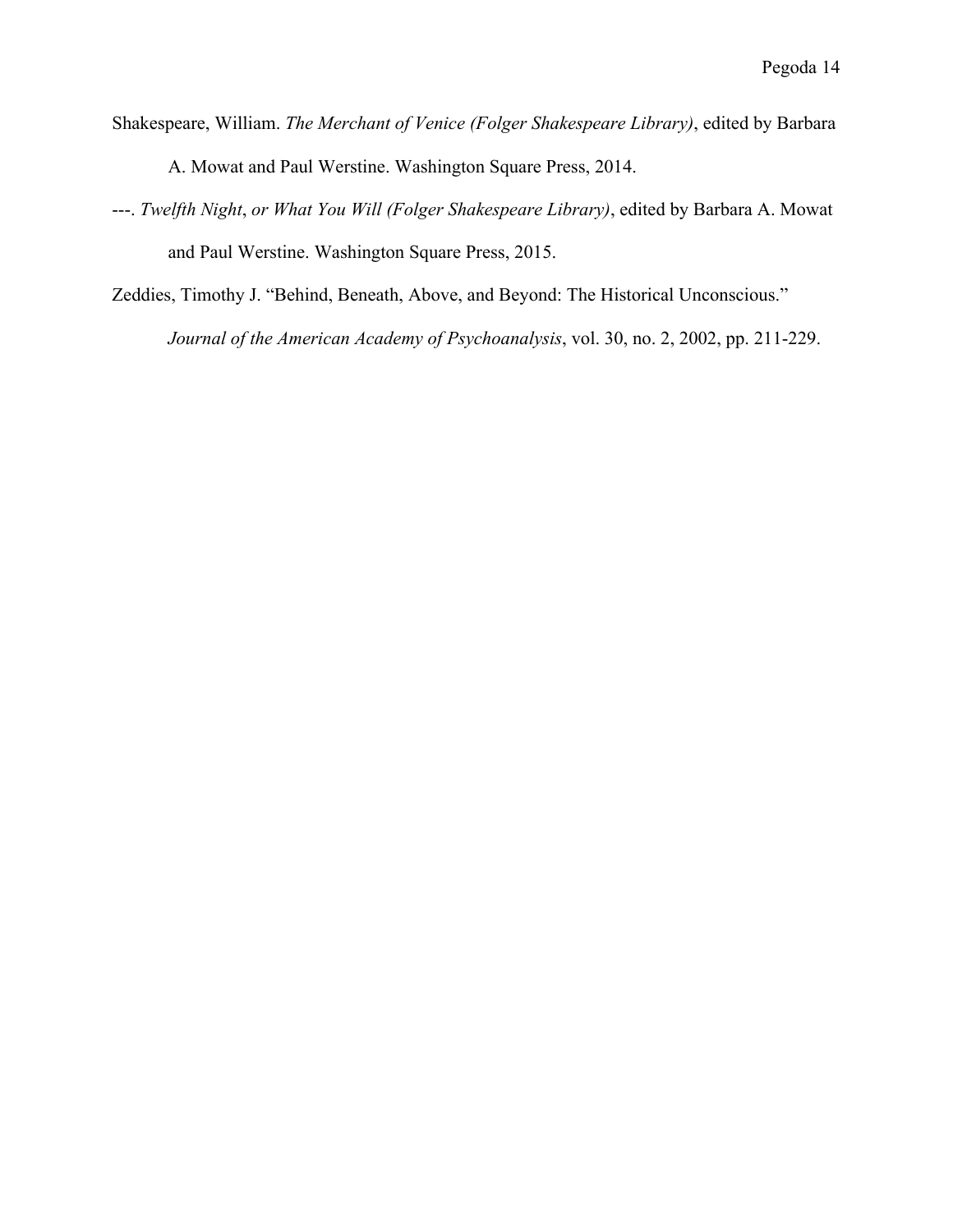Shakespeare, William. *The Merchant of Venice (Folger Shakespeare Library)*, edited by Barbara A. Mowat and Paul Werstine. Washington Square Press, 2014.

---. *Twelfth Night*, *or What You Will (Folger Shakespeare Library)*, edited by Barbara A. Mowat and Paul Werstine. Washington Square Press, 2015.

Zeddies, Timothy J. "Behind, Beneath, Above, and Beyond: The Historical Unconscious." *Journal of the American Academy of Psychoanalysis*, vol. 30, no. 2, 2002, pp. 211-229.